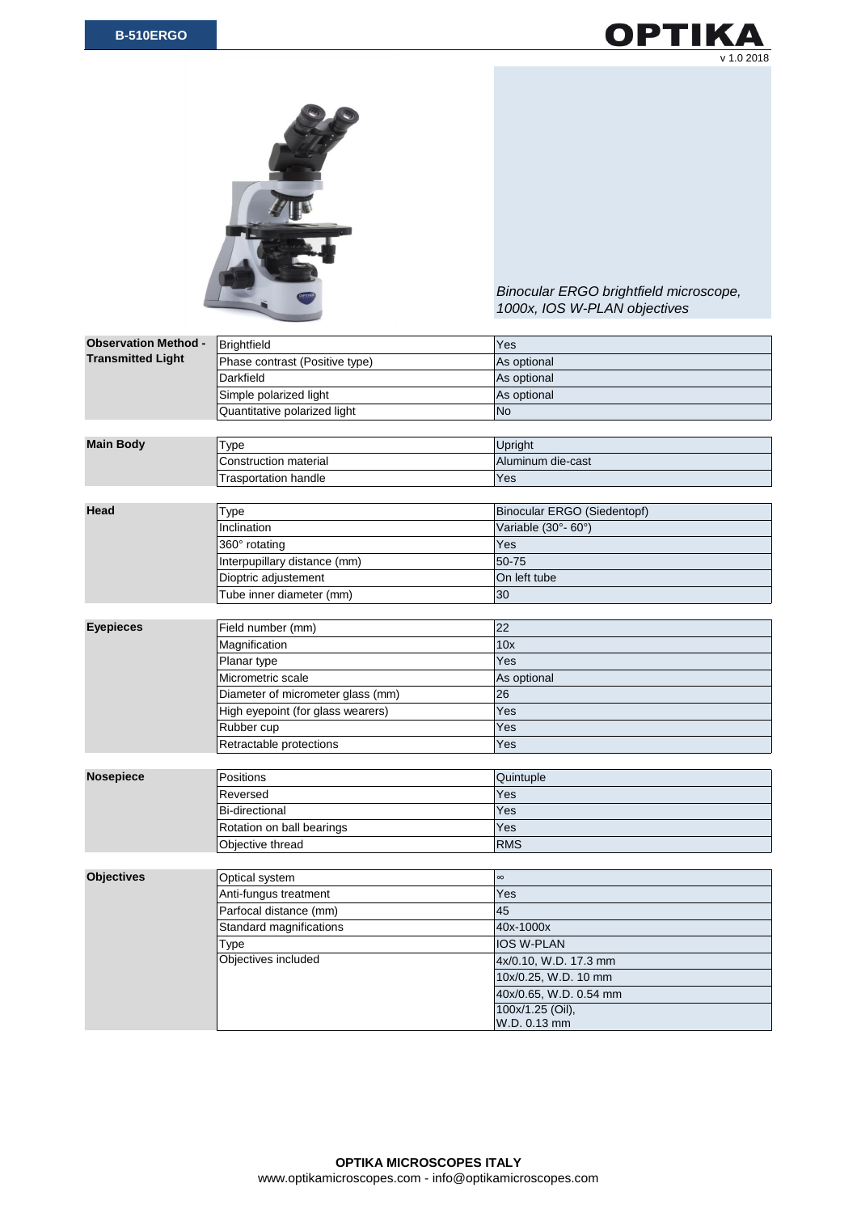# B-510ERGO

**OPTIKA**

v 1.0 2018

*Binocular ERGO brightfield microscope, 1000x, IOS W-PLAN objectives*

| **Observation Method - Transmitted Light** | | |
|---|---|---|
| | Brightfield | Yes |
| | Phase contrast (Positive type) | As optional |
| | Darkfield | As optional |
| | Simple polarized light | As optional |
| | Quantitative polarized light | No |

| **Main Body** | | |
|---|---|---|
| | Type | Upright |
| | Construction material | Aluminum die-cast |
| | Trasportation handle | Yes |

| **Head** | | |
|---|---|---|
| | Type | Binocular ERGO (Siedentopf) |
| | Inclination | Variable (30°- 60°) |
| | 360° rotating | Yes |
| | Interpupillary distance (mm) | 50-75 |
| | Dioptric adjustement | On left tube |
| | Tube inner diameter (mm) | 30 |

| **Eyepieces** | | |
|---|---|---|
| | Field number (mm) | 22 |
| | Magnification | 10x |
| | Planar type | Yes |
| | Micrometric scale | As optional |
| | Diameter of micrometer glass (mm) | 26 |
| | High eyepoint (for glass wearers) | Yes |
| | Rubber cup | Yes |
| | Retractable protections | Yes |

| **Nosepiece** | | |
|---|---|---|
| | Positions | Quintuple |
| | Reversed | Yes |
| | Bi-directional | Yes |
| | Rotation on ball bearings | Yes |
| | Objective thread | RMS |

| **Objectives** | | |
|---|---|---|
| | Optical system | ∞ |
| | Anti-fungus treatment | Yes |
| | Parfocal distance (mm) | 45 |
| | Standard magnifications | 40x-1000x |
| | Type | IOS W-PLAN |
| | Objectives included | 4x/0.10, W.D. 17.3 mm |
| | | 10x/0.25, W.D. 10 mm |
| | | 40x/0.65, W.D. 0.54 mm |
| | | 100x/1.25 (Oil), W.D. 0.13 mm |

**OPTIKA MICROSCOPES ITALY**

www.optikamicroscopes.com - info@optikamicroscopes.com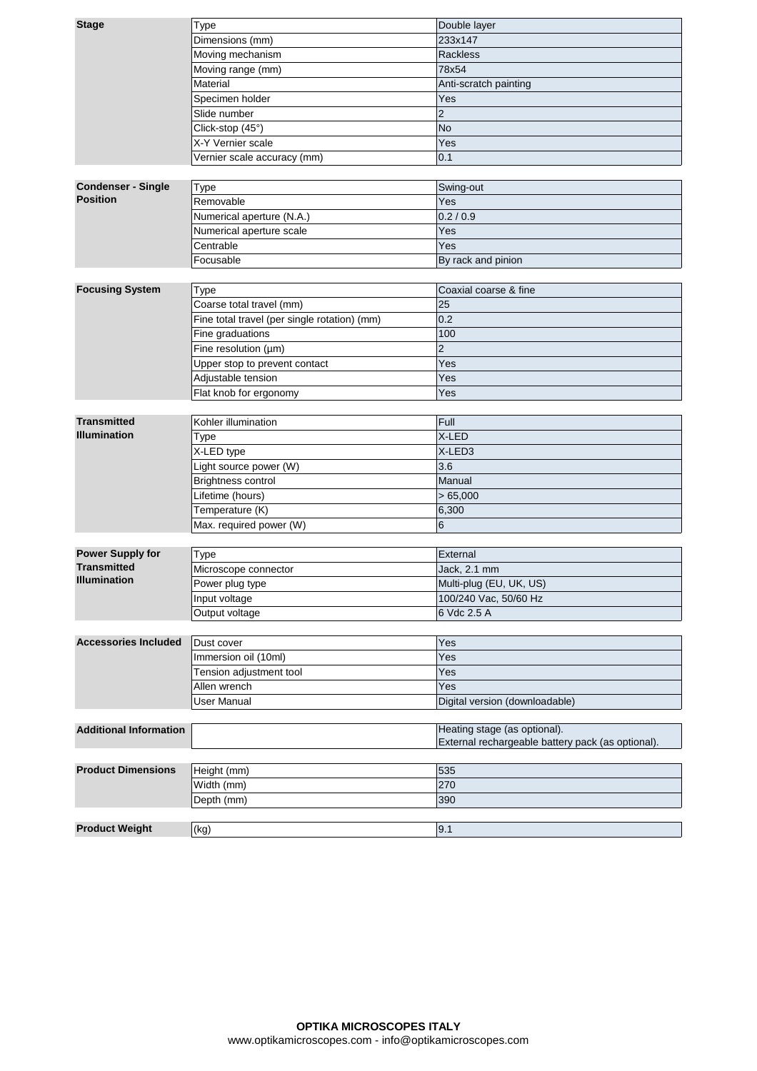| | | |
|---|---|---|
| **Stage** | Type | Double layer |
| | Dimensions (mm) | 233x147 |
| | Moving mechanism | Rackless |
| | Moving range (mm) | 78x54 |
| | Material | Anti-scratch painting |
| | Specimen holder | Yes |
| | Slide number | 2 |
| | Click-stop (45°) | No |
| | X-Y Vernier scale | Yes |
| | Vernier scale accuracy (mm) | 0.1 |

| | | |
|---|---|---|
| **Condenser - Single Position** | Type | Swing-out |
| | Removable | Yes |
| | Numerical aperture (N.A.) | 0.2 / 0.9 |
| | Numerical aperture scale | Yes |
| | Centrable | Yes |
| | Focusable | By rack and pinion |

| | | |
|---|---|---|
| **Focusing System** | Type | Coaxial coarse & fine |
| | Coarse total travel (mm) | 25 |
| | Fine total travel (per single rotation) (mm) | 0.2 |
| | Fine graduations | 100 |
| | Fine resolution (µm) | 2 |
| | Upper stop to prevent contact | Yes |
| | Adjustable tension | Yes |
| | Flat knob for ergonomy | Yes |

| | | |
|---|---|---|
| **Transmitted Illumination** | Kohler illumination | Full |
| | Type | X-LED |
| | X-LED type | X-LED3 |
| | Light source power (W) | 3.6 |
| | Brightness control | Manual |
| | Lifetime (hours) | > 65,000 |
| | Temperature (K) | 6,300 |
| | Max. required power (W) | 6 |

| | | |
|---|---|---|
| **Power Supply for Transmitted Illumination** | Type | External |
| | Microscope connector | Jack, 2.1 mm |
| | Power plug type | Multi-plug (EU, UK, US) |
| | Input voltage | 100/240 Vac, 50/60 Hz |
| | Output voltage | 6 Vdc 2.5 A |

| | | |
|---|---|---|
| **Accessories Included** | Dust cover | Yes |
| | Immersion oil (10ml) | Yes |
| | Tension adjustment tool | Yes |
| | Allen wrench | Yes |
| | User Manual | Digital version (downloadable) |

| | | |
|---|---|---|
| **Additional Information** | | Heating stage (as optional).<br>External rechargeable battery pack (as optional). |

| | | |
|---|---|---|
| **Product Dimensions** | Height (mm) | 535 |
| | Width (mm) | 270 |
| | Depth (mm) | 390 |

| | | |
|---|---|---|
| **Product Weight** | (kg) | 9.1 |

**OPTIKA MICROSCOPES ITALY**
www.optikamicroscopes.com - info@optikamicroscopes.com